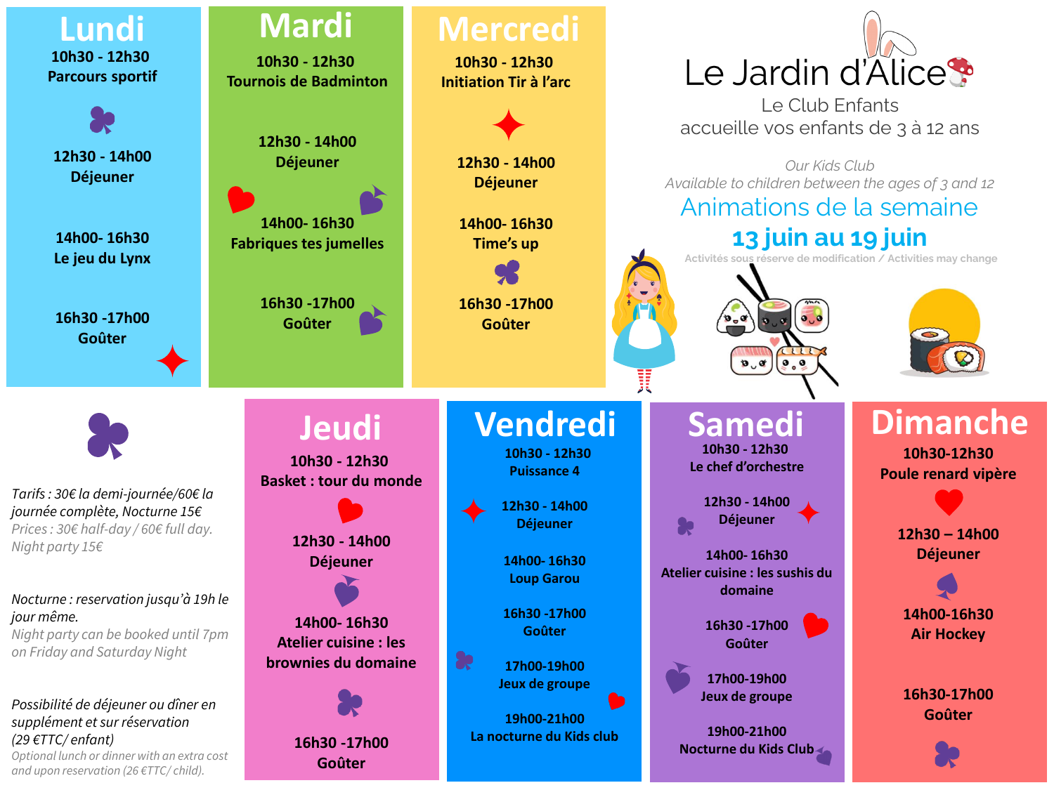# Le Jardin d'Alice

Le Club Enfants
accueille vos enfants de 3 à 12 ans

*Our Kids Club*
*Available to children between the ages of 3 and 12*

## Animations de la semaine

## 13 juin au 19 juin

Activités sous réserve de modification / Activities may change

### Lundi

**10h30 - 12h30**
**Parcours sportif**

**12h30 - 14h00**
**Déjeuner**

**14h00- 16h30**
**Le jeu du Lynx**

**16h30 -17h00**
**Goûter**

### Mardi

**10h30 - 12h30**
**Tournois de Badminton**

**12h30 - 14h00**
**Déjeuner**

**14h00- 16h30**
**Fabriques tes jumelles**

**16h30 -17h00**
**Goûter**

### Mercredi

**10h30 - 12h30**
**Initiation Tir à l'arc**

**12h30 - 14h00**
**Déjeuner**

**14h00- 16h30**
**Time's up**

**16h30 -17h00**
**Goûter**

### Jeudi

**10h30 - 12h30**
**Basket : tour du monde**

**12h30 - 14h00**
**Déjeuner**

**14h00- 16h30**
**Atelier cuisine : les brownies du domaine**

**16h30 -17h00**
**Goûter**

### Vendredi

**10h30 - 12h30**
**Puissance 4**

**12h30 - 14h00**
**Déjeuner**

**14h00- 16h30**
**Loup Garou**

**16h30 -17h00**
**Goûter**

**17h00-19h00**
**Jeux de groupe**

**19h00-21h00**
**La nocturne du Kids club**

### Samedi

**10h30 - 12h30**
**Le chef d'orchestre**

**12h30 - 14h00**
**Déjeuner**

**14h00- 16h30**
**Atelier cuisine : les sushis du domaine**

**16h30 -17h00**
**Goûter**

**17h00-19h00**
**Jeux de groupe**

**19h00-21h00**
**Nocturne du Kids Club**

### Dimanche

**10h30-12h30**
**Poule renard vipère**

**12h30 – 14h00**
**Déjeuner**

**14h00-16h30**
**Air Hockey**

**16h30-17h00**
**Goûter**

*Tarifs : 30€ la demi-journée/60€ la journée complète, Nocturne 15€*
*Prices : 30€ half-day / 60€ full day. Night party 15€*

*Nocturne : reservation jusqu'à 19h le jour même.*
*Night party can be booked until 7pm on Friday and Saturday Night*

*Possibilité de déjeuner ou dîner en supplément et sur réservation (29 €TTC/ enfant)*
*Optional lunch or dinner with an extra cost and upon reservation (26 €TTC/ child).*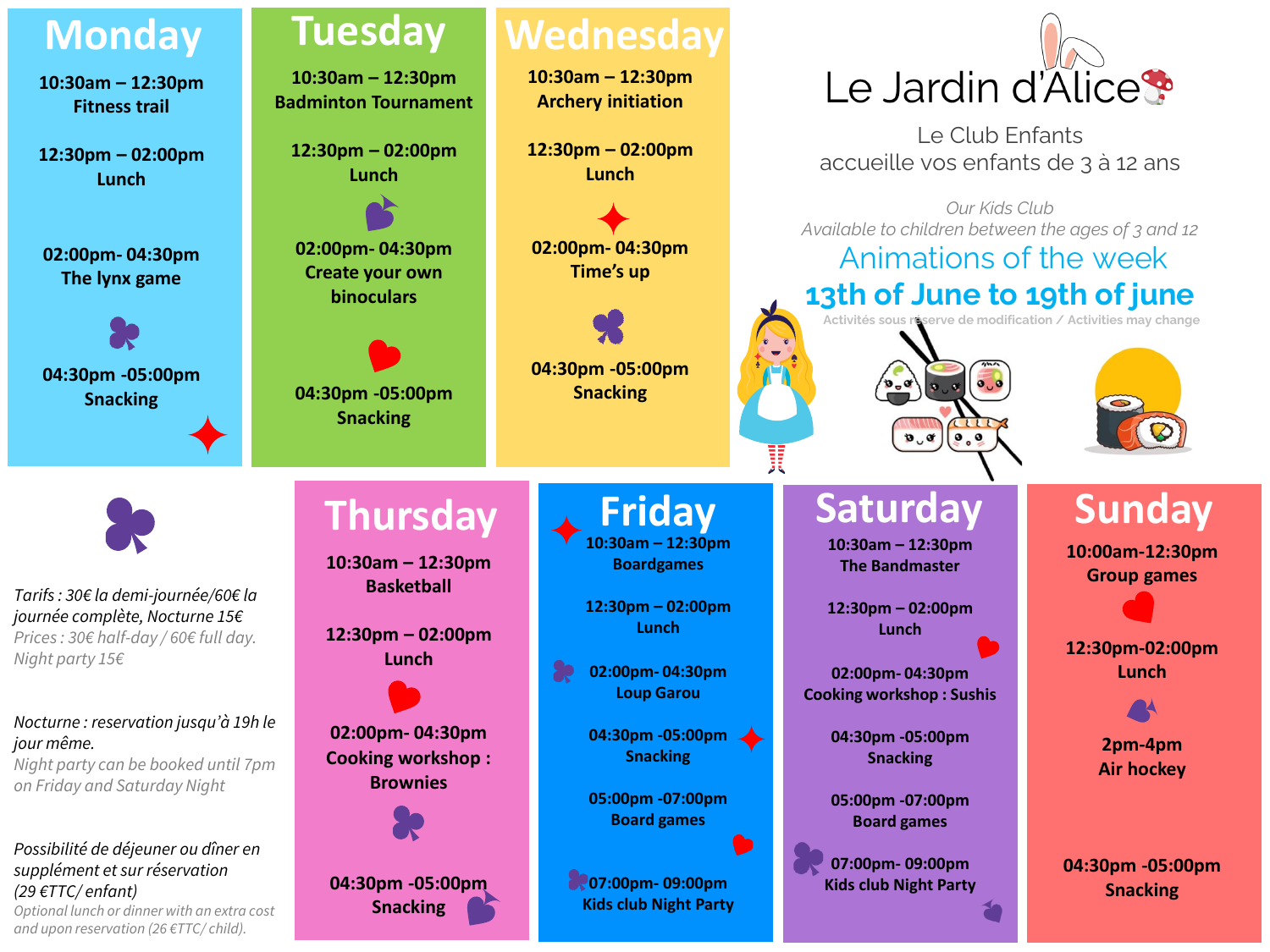# Le Jardin d'Alice

Le Club Enfants
accueille vos enfants de 3 à 12 ans

*Our Kids Club*
*Available to children between the ages of 3 and 12*

## Animations of the week

## 13th of June to 19th of june

Activités sous réserve de modification / Activities may change

## Monday

**10:30am – 12:30pm**
**Fitness trail**

**12:30pm – 02:00pm**
**Lunch**

**02:00pm- 04:30pm**
**The lynx game**

**04:30pm -05:00pm**
**Snacking**

## Tuesday

**10:30am – 12:30pm**
**Badminton Tournament**

**12:30pm – 02:00pm**
**Lunch**

**02:00pm- 04:30pm**
**Create your own binoculars**

**04:30pm -05:00pm**
**Snacking**

## Wednesday

**10:30am – 12:30pm**
**Archery initiation**

**12:30pm – 02:00pm**
**Lunch**

**02:00pm- 04:30pm**
**Time's up**

**04:30pm -05:00pm**
**Snacking**

## Thursday

**10:30am – 12:30pm**
**Basketball**

**12:30pm – 02:00pm**
**Lunch**

**02:00pm- 04:30pm**
**Cooking workshop : Brownies**

**04:30pm -05:00pm**
**Snacking**

## Friday

**10:30am – 12:30pm**
**Boardgames**

**12:30pm – 02:00pm**
**Lunch**

**02:00pm- 04:30pm**
**Loup Garou**

**04:30pm -05:00pm**
**Snacking**

**05:00pm -07:00pm**
**Board games**

**07:00pm- 09:00pm**
**Kids club Night Party**

## Saturday

**10:30am – 12:30pm**
**The Bandmaster**

**12:30pm – 02:00pm**
**Lunch**

**02:00pm- 04:30pm**
**Cooking workshop : Sushis**

**04:30pm -05:00pm**
**Snacking**

**05:00pm -07:00pm**
**Board games**

**07:00pm- 09:00pm**
**Kids club Night Party**

## Sunday

**10:00am-12:30pm**
**Group games**

**12:30pm-02:00pm**
**Lunch**

**2pm-4pm**
**Air hockey**

**04:30pm -05:00pm**
**Snacking**

*Tarifs : 30€ la demi-journée/60€ la journée complète, Nocturne 15€*
*Prices : 30€ half-day / 60€ full day. Night party 15€*

*Nocturne : reservation jusqu'à 19h le jour même.*
*Night party can be booked until 7pm on Friday and Saturday Night*

*Possibilité de déjeuner ou dîner en supplément et sur réservation (29 €TTC/ enfant)*
*Optional lunch or dinner with an extra cost and upon reservation (26 €TTC/ child).*